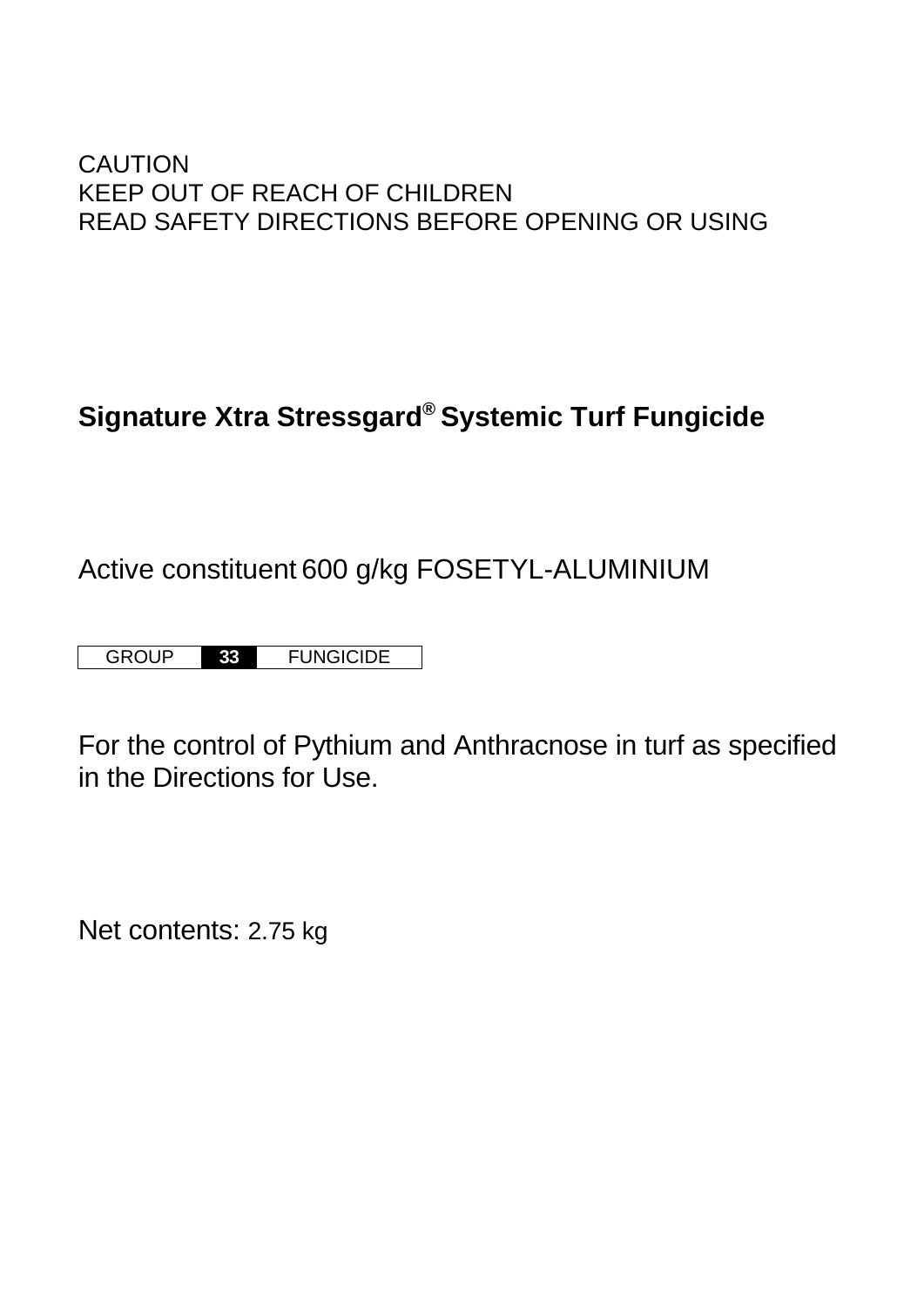CAUTION
KEEP OUT OF REACH OF CHILDREN
READ SAFETY DIRECTIONS BEFORE OPENING OR USING

# Signature Xtra Stressgard® Systemic Turf Fungicide

Active constituent 600 g/kg FOSETYL-ALUMINIUM

| GROUP | **33** | FUNGICIDE |
|---|---|---|

For the control of Pythium and Anthracnose in turf as specified in the Directions for Use.

Net contents: 2.75 kg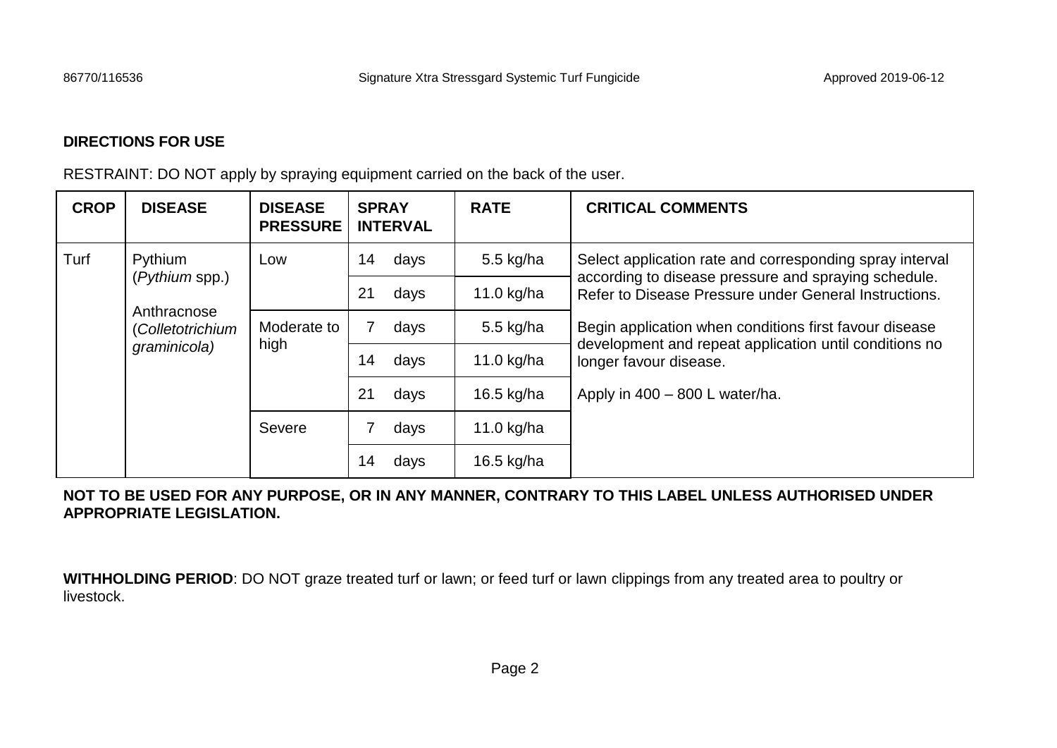**DIRECTIONS FOR USE**

RESTRAINT: DO NOT apply by spraying equipment carried on the back of the user.

| CROP | DISEASE | DISEASE PRESSURE | SPRAY INTERVAL | RATE | CRITICAL COMMENTS |
|---|---|---|---|---|---|
| Turf | Pythium (*Pythium* spp.)<br><br>Anthracnose (*Colletotrichium graminicola)* | Low | 14 days | 5.5 kg/ha | Select application rate and corresponding spray interval according to disease pressure and spraying schedule. Refer to Disease Pressure under General Instructions.<br><br>Begin application when conditions first favour disease development and repeat application until conditions no longer favour disease.<br><br>Apply in 400 – 800 L water/ha. |
| | | | 21 days | 11.0 kg/ha | |
| | | Moderate to high | 7 days | 5.5 kg/ha | |
| | | | 14 days | 11.0 kg/ha | |
| | | | 21 days | 16.5 kg/ha | |
| | | Severe | 7 days | 11.0 kg/ha | |
| | | | 14 days | 16.5 kg/ha | |

**NOT TO BE USED FOR ANY PURPOSE, OR IN ANY MANNER, CONTRARY TO THIS LABEL UNLESS AUTHORISED UNDER APPROPRIATE LEGISLATION.**

**WITHHOLDING PERIOD**: DO NOT graze treated turf or lawn; or feed turf or lawn clippings from any treated area to poultry or livestock.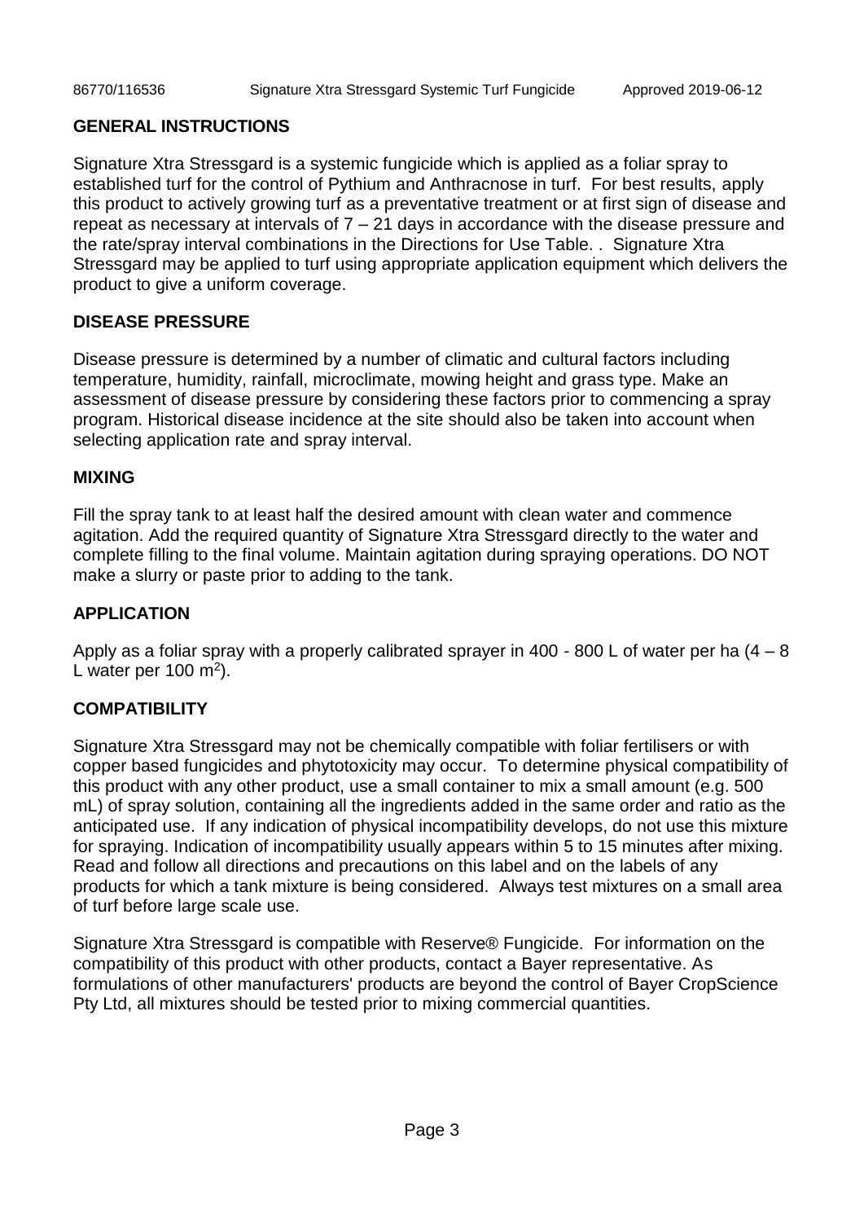## GENERAL INSTRUCTIONS

Signature Xtra Stressgard is a systemic fungicide which is applied as a foliar spray to established turf for the control of Pythium and Anthracnose in turf. For best results, apply this product to actively growing turf as a preventative treatment or at first sign of disease and repeat as necessary at intervals of 7 – 21 days in accordance with the disease pressure and the rate/spray interval combinations in the Directions for Use Table. . Signature Xtra Stressgard may be applied to turf using appropriate application equipment which delivers the product to give a uniform coverage.

## DISEASE PRESSURE

Disease pressure is determined by a number of climatic and cultural factors including temperature, humidity, rainfall, microclimate, mowing height and grass type. Make an assessment of disease pressure by considering these factors prior to commencing a spray program. Historical disease incidence at the site should also be taken into account when selecting application rate and spray interval.

## MIXING

Fill the spray tank to at least half the desired amount with clean water and commence agitation. Add the required quantity of Signature Xtra Stressgard directly to the water and complete filling to the final volume. Maintain agitation during spraying operations. DO NOT make a slurry or paste prior to adding to the tank.

## APPLICATION

Apply as a foliar spray with a properly calibrated sprayer in 400 - 800 L of water per ha (4 – 8 L water per 100 $m^2$).

## COMPATIBILITY

Signature Xtra Stressgard may not be chemically compatible with foliar fertilisers or with copper based fungicides and phytotoxicity may occur. To determine physical compatibility of this product with any other product, use a small container to mix a small amount (e.g. 500 mL) of spray solution, containing all the ingredients added in the same order and ratio as the anticipated use. If any indication of physical incompatibility develops, do not use this mixture for spraying. Indication of incompatibility usually appears within 5 to 15 minutes after mixing. Read and follow all directions and precautions on this label and on the labels of any products for which a tank mixture is being considered. Always test mixtures on a small area of turf before large scale use.

Signature Xtra Stressgard is compatible with Reserve® Fungicide. For information on the compatibility of this product with other products, contact a Bayer representative. As formulations of other manufacturers' products are beyond the control of Bayer CropScience Pty Ltd, all mixtures should be tested prior to mixing commercial quantities.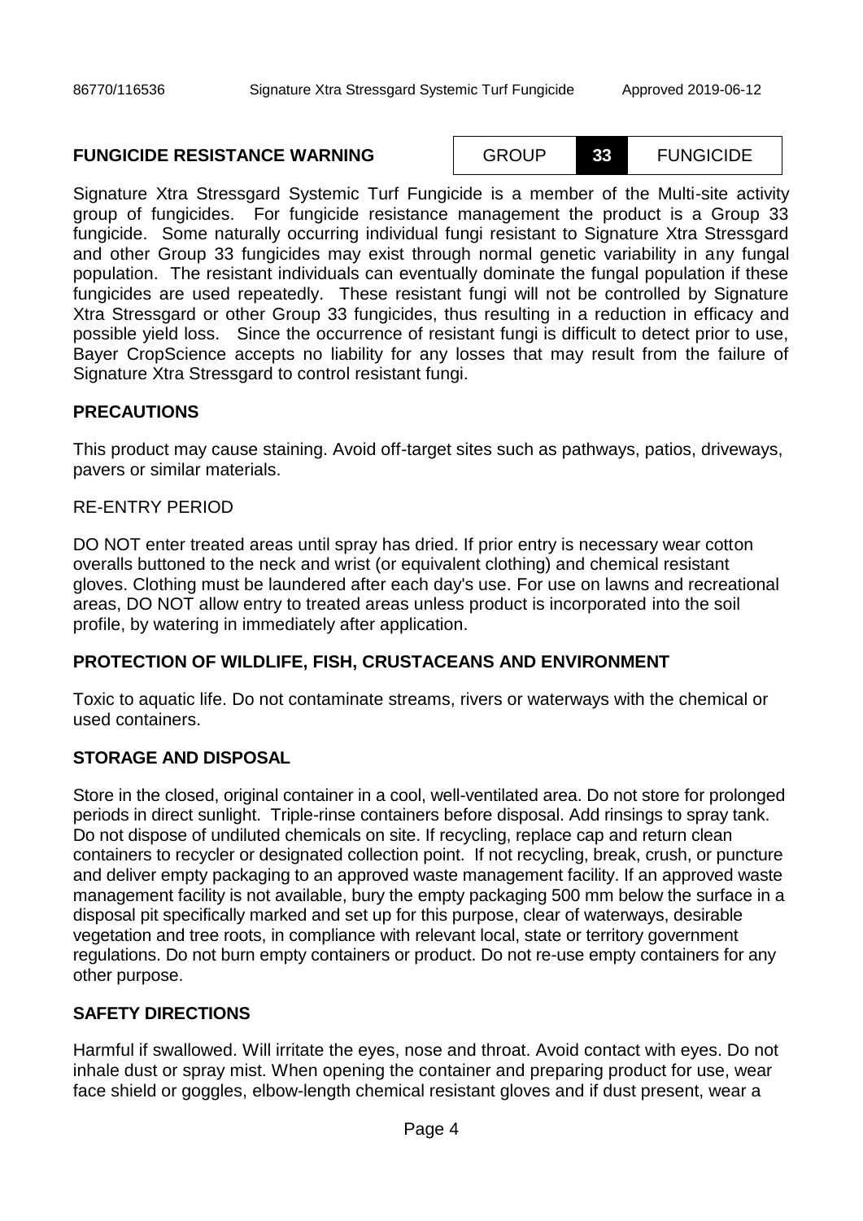## FUNGICIDE RESISTANCE WARNING

| GROUP | **33** | FUNGICIDE |
|---|---|---|

Signature Xtra Stressgard Systemic Turf Fungicide is a member of the Multi-site activity group of fungicides. For fungicide resistance management the product is a Group 33 fungicide. Some naturally occurring individual fungi resistant to Signature Xtra Stressgard and other Group 33 fungicides may exist through normal genetic variability in any fungal population. The resistant individuals can eventually dominate the fungal population if these fungicides are used repeatedly. These resistant fungi will not be controlled by Signature Xtra Stressgard or other Group 33 fungicides, thus resulting in a reduction in efficacy and possible yield loss. Since the occurrence of resistant fungi is difficult to detect prior to use, Bayer CropScience accepts no liability for any losses that may result from the failure of Signature Xtra Stressgard to control resistant fungi.

## PRECAUTIONS

This product may cause staining. Avoid off-target sites such as pathways, patios, driveways, pavers or similar materials.

RE-ENTRY PERIOD

DO NOT enter treated areas until spray has dried. If prior entry is necessary wear cotton overalls buttoned to the neck and wrist (or equivalent clothing) and chemical resistant gloves. Clothing must be laundered after each day's use. For use on lawns and recreational areas, DO NOT allow entry to treated areas unless product is incorporated into the soil profile, by watering in immediately after application.

## PROTECTION OF WILDLIFE, FISH, CRUSTACEANS AND ENVIRONMENT

Toxic to aquatic life. Do not contaminate streams, rivers or waterways with the chemical or used containers.

## STORAGE AND DISPOSAL

Store in the closed, original container in a cool, well-ventilated area. Do not store for prolonged periods in direct sunlight. Triple-rinse containers before disposal. Add rinsings to spray tank. Do not dispose of undiluted chemicals on site. If recycling, replace cap and return clean containers to recycler or designated collection point. If not recycling, break, crush, or puncture and deliver empty packaging to an approved waste management facility. If an approved waste management facility is not available, bury the empty packaging 500 mm below the surface in a disposal pit specifically marked and set up for this purpose, clear of waterways, desirable vegetation and tree roots, in compliance with relevant local, state or territory government regulations. Do not burn empty containers or product. Do not re-use empty containers for any other purpose.

## SAFETY DIRECTIONS

Harmful if swallowed. Will irritate the eyes, nose and throat. Avoid contact with eyes. Do not inhale dust or spray mist. When opening the container and preparing product for use, wear face shield or goggles, elbow-length chemical resistant gloves and if dust present, wear a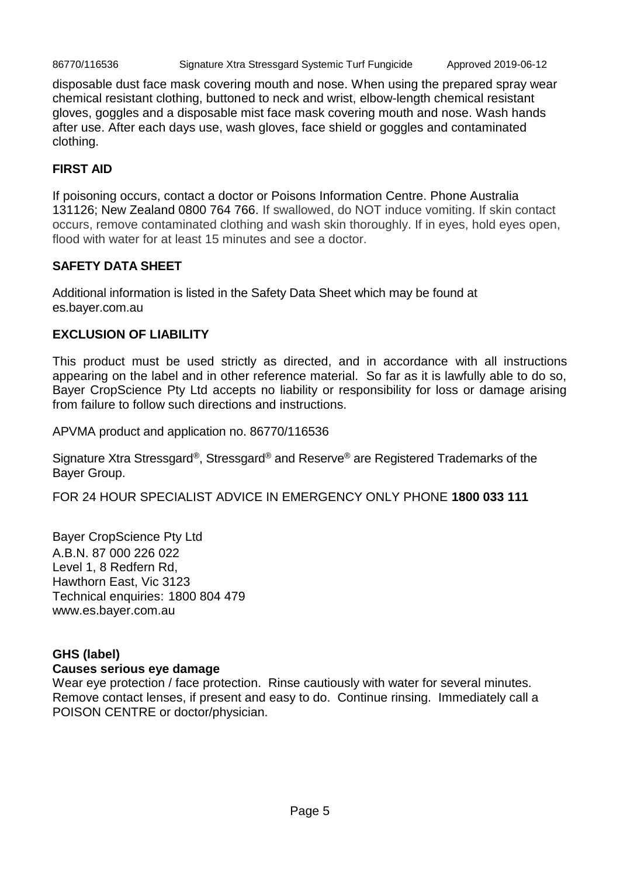disposable dust face mask covering mouth and nose. When using the prepared spray wear chemical resistant clothing, buttoned to neck and wrist, elbow-length chemical resistant gloves, goggles and a disposable mist face mask covering mouth and nose. Wash hands after use. After each days use, wash gloves, face shield or goggles and contaminated clothing.

## FIRST AID

If poisoning occurs, contact a doctor or Poisons Information Centre. Phone Australia 131126; New Zealand 0800 764 766. If swallowed, do NOT induce vomiting. If skin contact occurs, remove contaminated clothing and wash skin thoroughly. If in eyes, hold eyes open, flood with water for at least 15 minutes and see a doctor.

## SAFETY DATA SHEET

Additional information is listed in the Safety Data Sheet which may be found at es.bayer.com.au

## EXCLUSION OF LIABILITY

This product must be used strictly as directed, and in accordance with all instructions appearing on the label and in other reference material. So far as it is lawfully able to do so, Bayer CropScience Pty Ltd accepts no liability or responsibility for loss or damage arising from failure to follow such directions and instructions.

APVMA product and application no. 86770/116536

Signature Xtra Stressgard®, Stressgard® and Reserve® are Registered Trademarks of the Bayer Group.

FOR 24 HOUR SPECIALIST ADVICE IN EMERGENCY ONLY PHONE **1800 033 111**

Bayer CropScience Pty Ltd
A.B.N. 87 000 226 022
Level 1, 8 Redfern Rd,
Hawthorn East, Vic 3123
Technical enquiries: 1800 804 479
www.es.bayer.com.au

**GHS (label)**
**Causes serious eye damage**
Wear eye protection / face protection. Rinse cautiously with water for several minutes. Remove contact lenses, if present and easy to do. Continue rinsing. Immediately call a POISON CENTRE or doctor/physician.